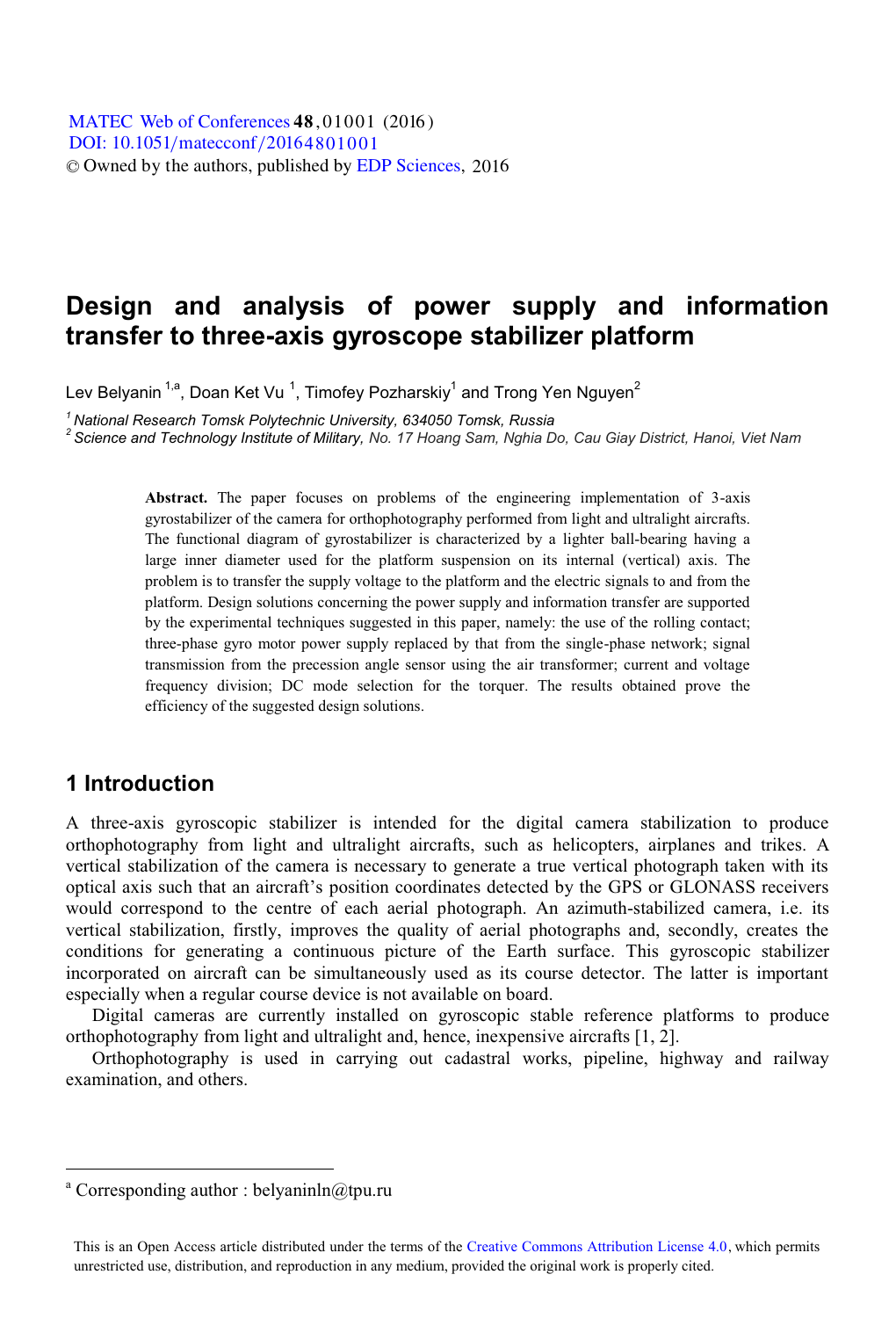MATEC Web of Conferences **48**, 01001 (2016)
DOI: 10.1051/matecconf/20164801001
© Owned by the authors, published by EDP Sciences, 2016

# Design and analysis of power supply and information transfer to three-axis gyroscope stabilizer platform

Lev Belyanin [1,a], Doan Ket Vu [1], Timofey Pozharskiy[1] and Trong Yen Nguyen[2]

[1] *National Research Tomsk Polytechnic University, 634050 Tomsk, Russia*
[2] *Science and Technology Institute of Military, No. 17 Hoang Sam, Nghia Do, Cau Giay District, Hanoi, Viet Nam*

**Abstract.** The paper focuses on problems of the engineering implementation of 3-axis gyrostabilizer of the camera for orthophotography performed from light and ultralight aircrafts. The functional diagram of gyrostabilizer is characterized by a lighter ball-bearing having a large inner diameter used for the platform suspension on its internal (vertical) axis. The problem is to transfer the supply voltage to the platform and the electric signals to and from the platform. Design solutions concerning the power supply and information transfer are supported by the experimental techniques suggested in this paper, namely: the use of the rolling contact; three-phase gyro motor power supply replaced by that from the single-phase network; signal transmission from the precession angle sensor using the air transformer; current and voltage frequency division; DC mode selection for the torquer. The results obtained prove the efficiency of the suggested design solutions.

## 1 Introduction

A three-axis gyroscopic stabilizer is intended for the digital camera stabilization to produce orthophotography from light and ultralight aircrafts, such as helicopters, airplanes and trikes. A vertical stabilization of the camera is necessary to generate a true vertical photograph taken with its optical axis such that an aircraft's position coordinates detected by the GPS or GLONASS receivers would correspond to the centre of each aerial photograph. An azimuth-stabilized camera, i.e. its vertical stabilization, firstly, improves the quality of aerial photographs and, secondly, creates the conditions for generating a continuous picture of the Earth surface. This gyroscopic stabilizer incorporated on aircraft can be simultaneously used as its course detector. The latter is important especially when a regular course device is not available on board.

Digital cameras are currently installed on gyroscopic stable reference platforms to produce orthophotography from light and ultralight and, hence, inexpensive aircrafts [1, 2].

Orthophotography is used in carrying out cadastral works, pipeline, highway and railway examination, and others.

[a] Corresponding author : belyaninln@tpu.ru

This is an Open Access article distributed under the terms of the Creative Commons Attribution License 4.0, which permits unrestricted use, distribution, and reproduction in any medium, provided the original work is properly cited.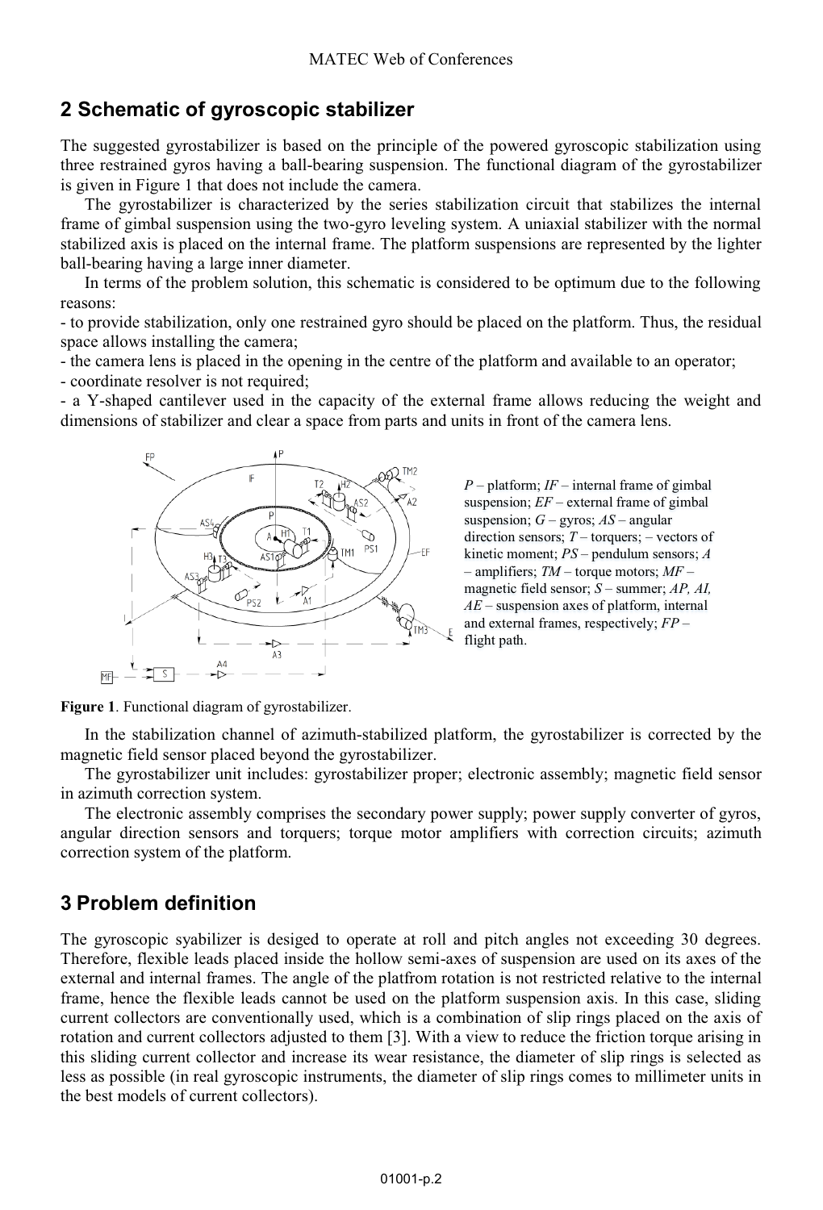## 2 Schematic of gyroscopic stabilizer

The suggested gyrostabilizer is based on the principle of the powered gyroscopic stabilization using three restrained gyros having a ball-bearing suspension. The functional diagram of the gyrostabilizer is given in Figure 1 that does not include the camera.

The gyrostabilizer is characterized by the series stabilization circuit that stabilizes the internal frame of gimbal suspension using the two-gyro leveling system. A uniaxial stabilizer with the normal stabilized axis is placed on the internal frame. The platform suspensions are represented by the lighter ball-bearing having a large inner diameter.

In terms of the problem solution, this schematic is considered to be optimum due to the following reasons:

- to provide stabilization, only one restrained gyro should be placed on the platform. Thus, the residual space allows installing the camera;
- the camera lens is placed in the opening in the centre of the platform and available to an operator;
- coordinate resolver is not required;
- a Y-shaped cantilever used in the capacity of the external frame allows reducing the weight and dimensions of stabilizer and clear a space from parts and units in front of the camera lens.

FP
P
IF
TM2
T2
H2
AS2
A2
AS4
P
A
H1
T1
H3
T3
TM1
PS1
EF
AS1
AS3
PS2
A1
TM3
E
A3
MF
S
A4

*P* – platform; *IF* – internal frame of gimbal suspension; *EF* – external frame of gimbal suspension; *G* – gyros; *AS* – angular direction sensors; *T* – torquers; – vectors of kinetic moment; *PS* – pendulum sensors; *A* – amplifiers; *TM* – torque motors; *MF* – magnetic field sensor; *S* – summer; *AP, AI, AE* – suspension axes of platform, internal and external frames, respectively; *FP* – flight path.

**Figure 1**. Functional diagram of gyrostabilizer.

In the stabilization channel of azimuth-stabilized platform, the gyrostabilizer is corrected by the magnetic field sensor placed beyond the gyrostabilizer.

The gyrostabilizer unit includes: gyrostabilizer proper; electronic assembly; magnetic field sensor in azimuth correction system.

The electronic assembly comprises the secondary power supply; power supply converter of gyros, angular direction sensors and torquers; torque motor amplifiers with correction circuits; azimuth correction system of the platform.

## 3 Problem definition

The gyroscopic syabilizer is desiged to operate at roll and pitch angles not exceeding 30 degrees. Therefore, flexible leads placed inside the hollow semi-axes of suspension are used on its axes of the external and internal frames. The angle of the platfrom rotation is not restricted relative to the internal frame, hence the flexible leads cannot be used on the platform suspension axis. In this case, sliding current collectors are conventionally used, which is a combination of slip rings placed on the axis of rotation and current collectors adjusted to them [3]. With a view to reduce the friction torque arising in this sliding current collector and increase its wear resistance, the diameter of slip rings is selected as less as possible (in real gyroscopic instruments, the diameter of slip rings comes to millimeter units in the best models of current collectors).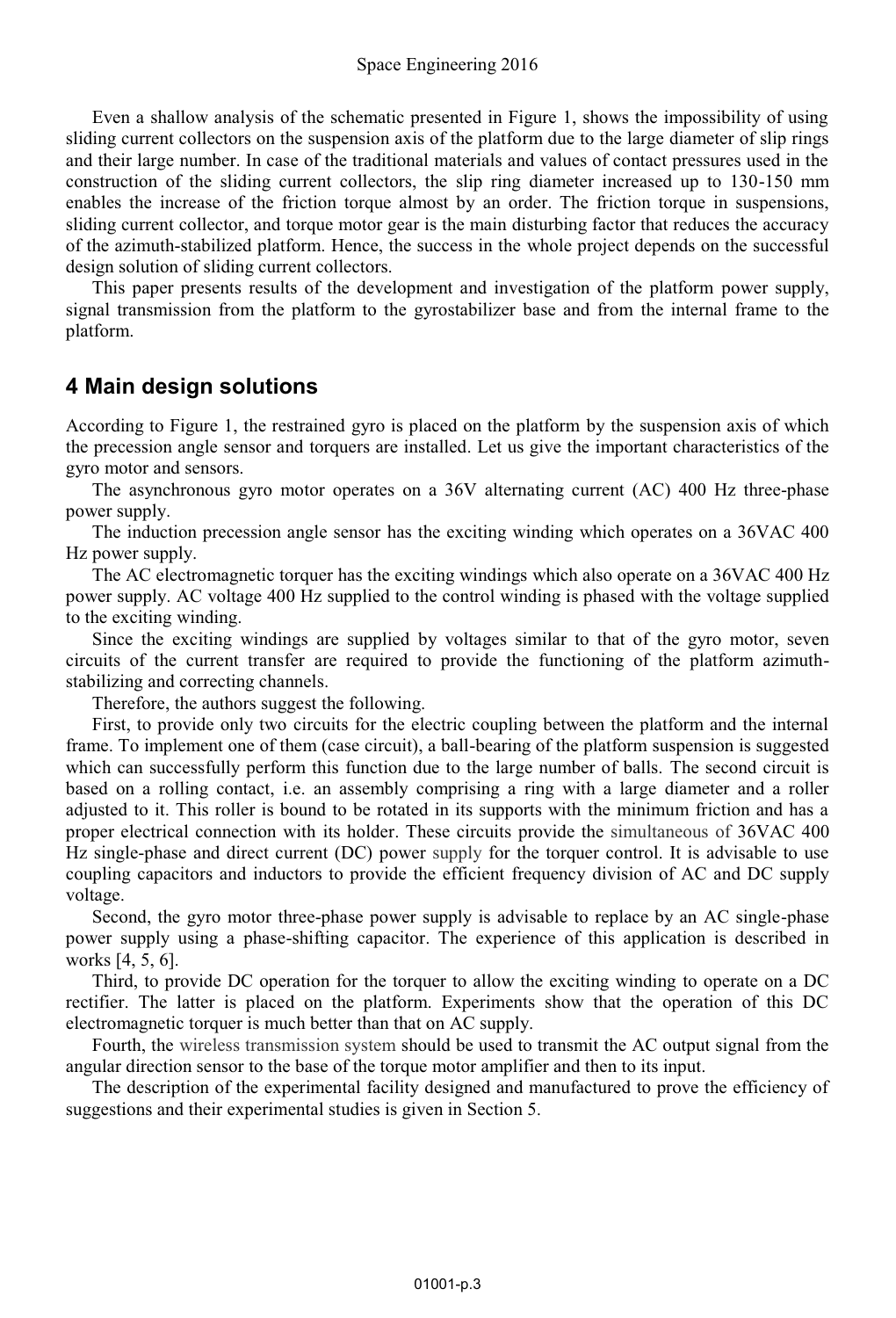Even a shallow analysis of the schematic presented in Figure 1, shows the impossibility of using sliding current collectors on the suspension axis of the platform due to the large diameter of slip rings and their large number. In case of the traditional materials and values of contact pressures used in the construction of the sliding current collectors, the slip ring diameter increased up to 130-150 mm enables the increase of the friction torque almost by an order. The friction torque in suspensions, sliding current collector, and torque motor gear is the main disturbing factor that reduces the accuracy of the azimuth-stabilized platform. Hence, the success in the whole project depends on the successful design solution of sliding current collectors.

This paper presents results of the development and investigation of the platform power supply, signal transmission from the platform to the gyrostabilizer base and from the internal frame to the platform.

## 4 Main design solutions

According to Figure 1, the restrained gyro is placed on the platform by the suspension axis of which the precession angle sensor and torquers are installed. Let us give the important characteristics of the gyro motor and sensors.

The asynchronous gyro motor operates on a 36V alternating current (AC) 400 Hz three-phase power supply.

The induction precession angle sensor has the exciting winding which operates on a 36VAC 400 Hz power supply.

The AC electromagnetic torquer has the exciting windings which also operate on a 36VAC 400 Hz power supply. AC voltage 400 Hz supplied to the control winding is phased with the voltage supplied to the exciting winding.

Since the exciting windings are supplied by voltages similar to that of the gyro motor, seven circuits of the current transfer are required to provide the functioning of the platform azimuth-stabilizing and correcting channels.

Therefore, the authors suggest the following.

First, to provide only two circuits for the electric coupling between the platform and the internal frame. To implement one of them (case circuit), a ball-bearing of the platform suspension is suggested which can successfully perform this function due to the large number of balls. The second circuit is based on a rolling contact, i.e. an assembly comprising a ring with a large diameter and a roller adjusted to it. This roller is bound to be rotated in its supports with the minimum friction and has a proper electrical connection with its holder. These circuits provide the simultaneous of 36VAC 400 Hz single-phase and direct current (DC) power supply for the torquer control. It is advisable to use coupling capacitors and inductors to provide the efficient frequency division of AC and DC supply voltage.

Second, the gyro motor three-phase power supply is advisable to replace by an AC single-phase power supply using a phase-shifting capacitor. The experience of this application is described in works [4, 5, 6].

Third, to provide DC operation for the torquer to allow the exciting winding to operate on a DC rectifier. The latter is placed on the platform. Experiments show that the operation of this DC electromagnetic torquer is much better than that on AC supply.

Fourth, the wireless transmission system should be used to transmit the AC output signal from the angular direction sensor to the base of the torque motor amplifier and then to its input.

The description of the experimental facility designed and manufactured to prove the efficiency of suggestions and their experimental studies is given in Section 5.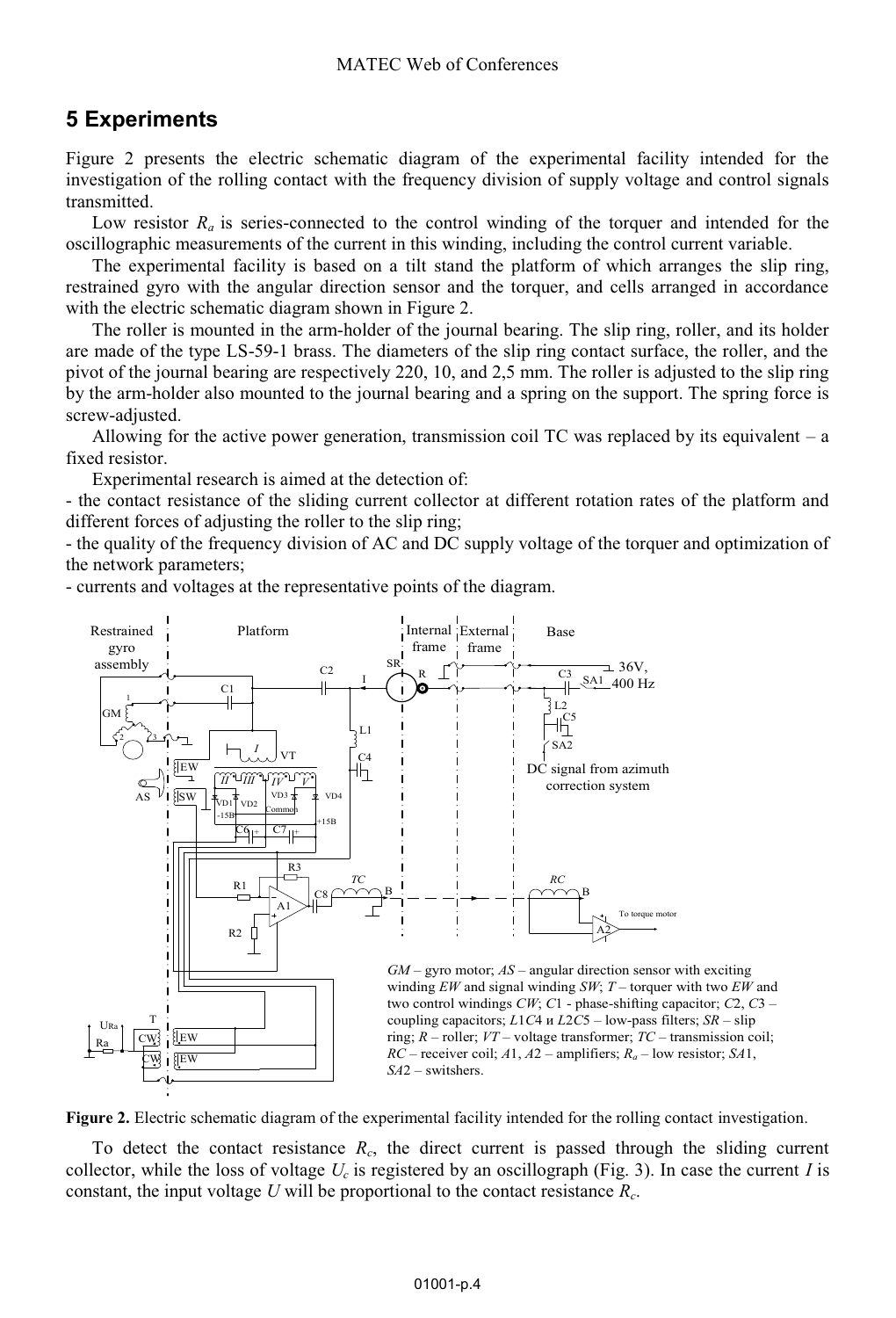## 5 Experiments

Figure 2 presents the electric schematic diagram of the experimental facility intended for the investigation of the rolling contact with the frequency division of supply voltage and control signals transmitted.

Low resistor $R_a$ is series-connected to the control winding of the torquer and intended for the oscillographic measurements of the current in this winding, including the control current variable.

The experimental facility is based on a tilt stand the platform of which arranges the slip ring, restrained gyro with the angular direction sensor and the torquer, and cells arranged in accordance with the electric schematic diagram shown in Figure 2.

The roller is mounted in the arm-holder of the journal bearing. The slip ring, roller, and its holder are made of the type LS-59-1 brass. The diameters of the slip ring contact surface, the roller, and the pivot of the journal bearing are respectively 220, 10, and 2,5 mm. The roller is adjusted to the slip ring by the arm-holder also mounted to the journal bearing and a spring on the support. The spring force is screw-adjusted.

Allowing for the active power generation, transmission coil TC was replaced by its equivalent – a fixed resistor.

Experimental research is aimed at the detection of:

- the contact resistance of the sliding current collector at different rotation rates of the platform and different forces of adjusting the roller to the slip ring;
- the quality of the frequency division of AC and DC supply voltage of the torquer and optimization of the network parameters;
- currents and voltages at the representative points of the diagram.

Restrained gyro assembly
Platform
Internal frame
External frame
Base
36V, 400 Hz
DC signal from azimuth correction system
To torque motor

*GM* – gyro motor; *AS* – angular direction sensor with exciting winding *EW* and signal winding *SW*; *T* – torquer with two *EW* and two control windings *CW*; *C*1 - phase-shifting capacitor; *C*2, *C*3 – coupling capacitors; *L*1*C*4 и *L*2*C*5 – low-pass filters; *SR* – slip ring; *R* – roller; *VT* – voltage transformer; *TC* – transmission coil; *RC* – receiver coil; *A*1, *A*2 – amplifiers; $R_a$ – low resistor; *SA*1, *SA*2 – switshers.

**Figure 2.** Electric schematic diagram of the experimental facility intended for the rolling contact investigation.

To detect the contact resistance $R_c$, the direct current is passed through the sliding current collector, while the loss of voltage $U_c$ is registered by an oscillograph (Fig. 3). In case the current $I$ is constant, the input voltage $U$ will be proportional to the contact resistance $R_c$.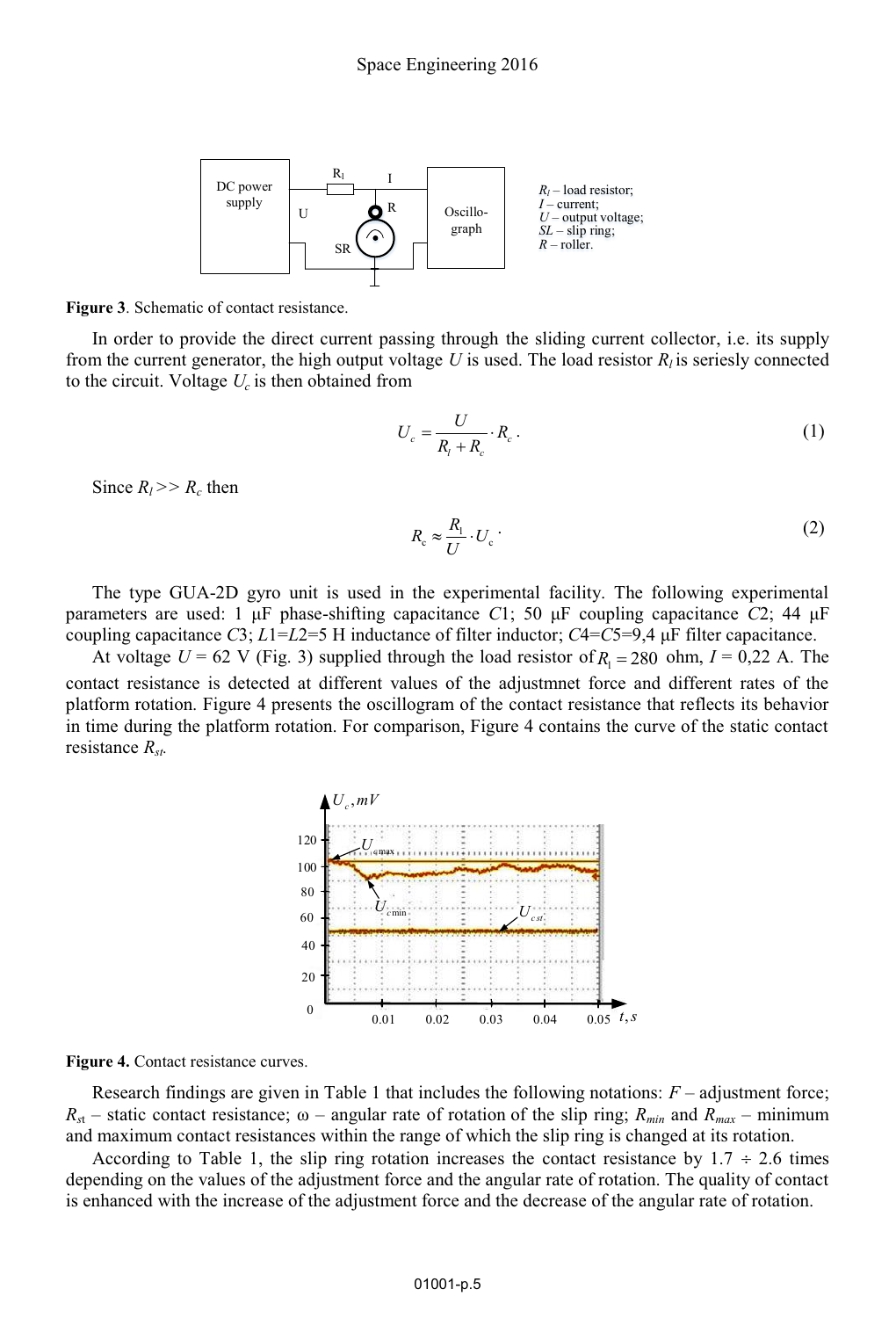DC power supply

$R_l$

I

U

R

SR

Oscillo-graph

$R_l$ – load resistor;
$I$ – current;
$U$ – output voltage;
$SL$ – slip ring;
$R$ – roller.

**Figure 3**. Schematic of contact resistance.

In order to provide the direct current passing through the sliding current collector, i.e. its supply from the current generator, the high output voltage $U$ is used. The load resistor $R_l$ is seriesly connected to the circuit. Voltage $U_c$ is then obtained from

$$U_c = \frac{U}{R_l + R_c} \cdot R_c . \tag{1}$$

Since $R_l >> R_c$ then

$$R_c \approx \frac{R_l}{U} \cdot U_c . \tag{2}$$

The type GUA-2D gyro unit is used in the experimental facility. The following experimental parameters are used: 1 μF phase-shifting capacitance $C1$; 50 μF coupling capacitance $C2$; 44 μF coupling capacitance $C3$; $L1=L2=5$ H inductance of filter inductor; $C4=C5=9{,}4$ μF filter capacitance.

At voltage $U$ = 62 V (Fig. 3) supplied through the load resistor of $R_l = 280$ ohm, $I$ = 0,22 A. The contact resistance is detected at different values of the adjustmnet force and different rates of the platform rotation. Figure 4 presents the oscillogram of the contact resistance that reflects its behavior in time during the platform rotation. For comparison, Figure 4 contains the curve of the static contact resistance $R_{st}$.

$U_c, mV$

120
100
80
60
40
20
0

$U_{c\max}$

$U_{c\min}$

$U_{c\,st}$

0.01 0.02 0.03 0.04 0.05 $t, s$

**Figure 4.** Contact resistance curves.

Research findings are given in Table 1 that includes the following notations: $F$ – adjustment force; $R_{st}$ – static contact resistance; ω – angular rate of rotation of the slip ring; $R_{min}$ and $R_{max}$ – minimum and maximum contact resistances within the range of which the slip ring is changed at its rotation.

According to Table 1, the slip ring rotation increases the contact resistance by 1.7 ÷ 2.6 times depending on the values of the adjustment force and the angular rate of rotation. The quality of contact is enhanced with the increase of the adjustment force and the decrease of the angular rate of rotation.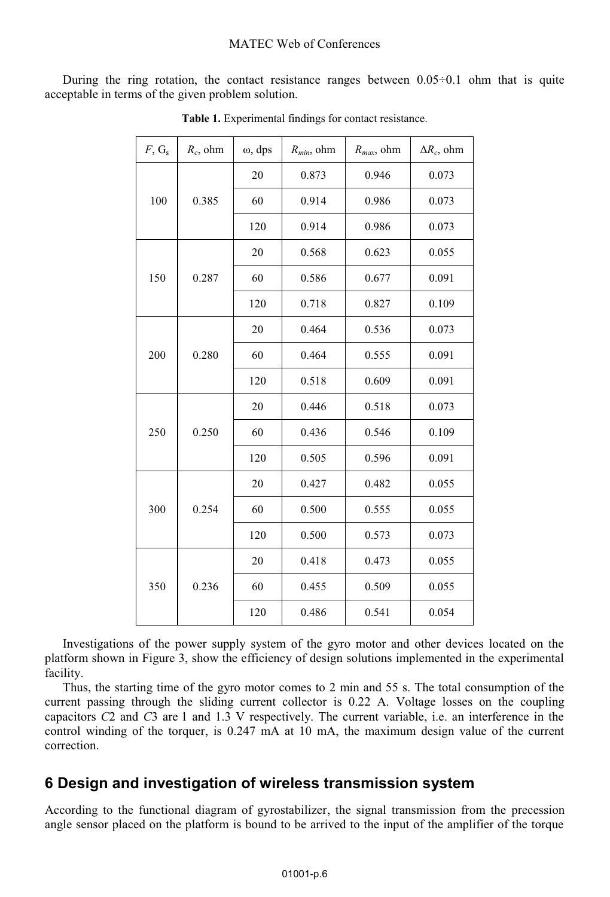During the ring rotation, the contact resistance ranges between 0.05÷0.1 ohm that is quite acceptable in terms of the given problem solution.

**Table 1.** Experimental findings for contact resistance.

| $F$, G$_s$ | $R_c$, ohm | ω, dps | $R_{min}$, ohm | $R_{max}$, ohm | $\Delta R_c$, ohm |
|---|---|---|---|---|---|
| 100 | 0.385 | 20 | 0.873 | 0.946 | 0.073 |
| | | 60 | 0.914 | 0.986 | 0.073 |
| | | 120 | 0.914 | 0.986 | 0.073 |
| 150 | 0.287 | 20 | 0.568 | 0.623 | 0.055 |
| | | 60 | 0.586 | 0.677 | 0.091 |
| | | 120 | 0.718 | 0.827 | 0.109 |
| 200 | 0.280 | 20 | 0.464 | 0.536 | 0.073 |
| | | 60 | 0.464 | 0.555 | 0.091 |
| | | 120 | 0.518 | 0.609 | 0.091 |
| 250 | 0.250 | 20 | 0.446 | 0.518 | 0.073 |
| | | 60 | 0.436 | 0.546 | 0.109 |
| | | 120 | 0.505 | 0.596 | 0.091 |
| 300 | 0.254 | 20 | 0.427 | 0.482 | 0.055 |
| | | 60 | 0.500 | 0.555 | 0.055 |
| | | 120 | 0.500 | 0.573 | 0.073 |
| 350 | 0.236 | 20 | 0.418 | 0.473 | 0.055 |
| | | 60 | 0.455 | 0.509 | 0.055 |
| | | 120 | 0.486 | 0.541 | 0.054 |

Investigations of the power supply system of the gyro motor and other devices located on the platform shown in Figure 3, show the efficiency of design solutions implemented in the experimental facility.

Thus, the starting time of the gyro motor comes to 2 min and 55 s. The total consumption of the current passing through the sliding current collector is 0.22 A. Voltage losses on the coupling capacitors $C2$ and $C3$ are 1 and 1.3 V respectively. The current variable, i.e. an interference in the control winding of the torquer, is 0.247 mA at 10 mA, the maximum design value of the current correction.

## 6 Design and investigation of wireless transmission system

According to the functional diagram of gyrostabilizer, the signal transmission from the precession angle sensor placed on the platform is bound to be arrived to the input of the amplifier of the torque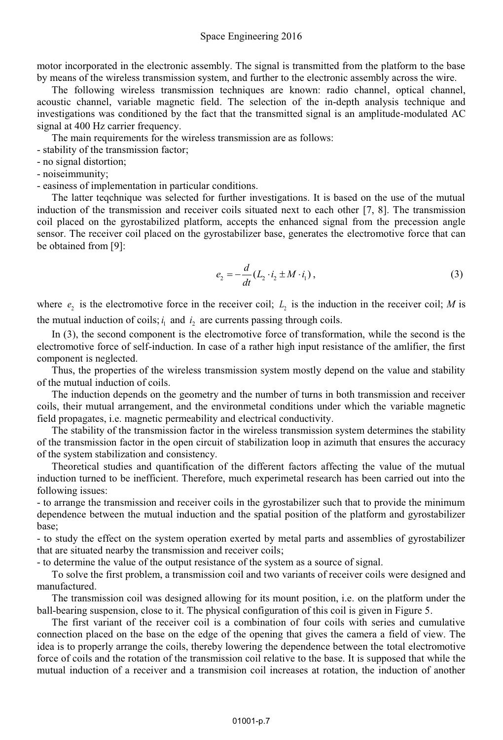motor incorporated in the electronic assembly. The signal is transmitted from the platform to the base by means of the wireless transmission system, and further to the electronic assembly across the wire.

The following wireless transmission techniques are known: radio channel, optical channel, acoustic channel, variable magnetic field. The selection of the in-depth analysis technique and investigations was conditioned by the fact that the transmitted signal is an amplitude-modulated AC signal at 400 Hz carrier frequency.

The main requirements for the wireless transmission are as follows:
- stability of the transmission factor;
- no signal distortion;
- noiseimmunity;
- easiness of implementation in particular conditions.

The latter teqchnique was selected for further investigations. It is based on the use of the mutual induction of the transmission and receiver coils situated next to each other [7, 8]. The transmission coil placed on the gyrostabilized platform, accepts the enhanced signal from the precession angle sensor. The receiver coil placed on the gyrostabilizer base, generates the electromotive force that can be obtained from [9]:

$$e_2 = -\frac{d}{dt}(L_2 \cdot i_2 \pm M \cdot i_1), \tag{3}$$

where $e_2$ is the electromotive force in the receiver coil; $L_2$ is the induction in the receiver coil; $M$ is the mutual induction of coils; $i_1$ and $i_2$ are currents passing through coils.

In (3), the second component is the electromotive force of transformation, while the second is the electromotive force of self-induction. In case of a rather high input resistance of the amlifier, the first component is neglected.

Thus, the properties of the wireless transmission system mostly depend on the value and stability of the mutual induction of coils.

The induction depends on the geometry and the number of turns in both transmission and receiver coils, their mutual arrangement, and the environmetal conditions under which the variable magnetic field propagates, i.e. magnetic permeability and electrical conductivity.

The stability of the transmission factor in the wireless transmission system determines the stability of the transmission factor in the open circuit of stabilization loop in azimuth that ensures the accuracy of the system stabilization and consistency.

Theoretical studies and quantification of the different factors affecting the value of the mutual induction turned to be inefficient. Therefore, much experimetal research has been carried out into the following issues:
- to arrange the transmission and receiver coils in the gyrostabilizer such that to provide the minimum dependence between the mutual induction and the spatial position of the platform and gyrostabilizer base;
- to study the effect on the system operation exerted by metal parts and assemblies of gyrostabilizer that are situated nearby the transmission and receiver coils;
- to determine the value of the output resistance of the system as a source of signal.

To solve the first problem, a transmission coil and two variants of receiver coils were designed and manufactured.

The transmission coil was designed allowing for its mount position, i.e. on the platform under the ball-bearing suspension, close to it. The physical configuration of this coil is given in Figure 5.

The first variant of the receiver coil is a combination of four coils with series and cumulative connection placed on the base on the edge of the opening that gives the camera a field of view. The idea is to properly arrange the coils, thereby lowering the dependence between the total electromotive force of coils and the rotation of the transmission coil relative to the base. It is supposed that while the mutual induction of a receiver and a transmision coil increases at rotation, the induction of another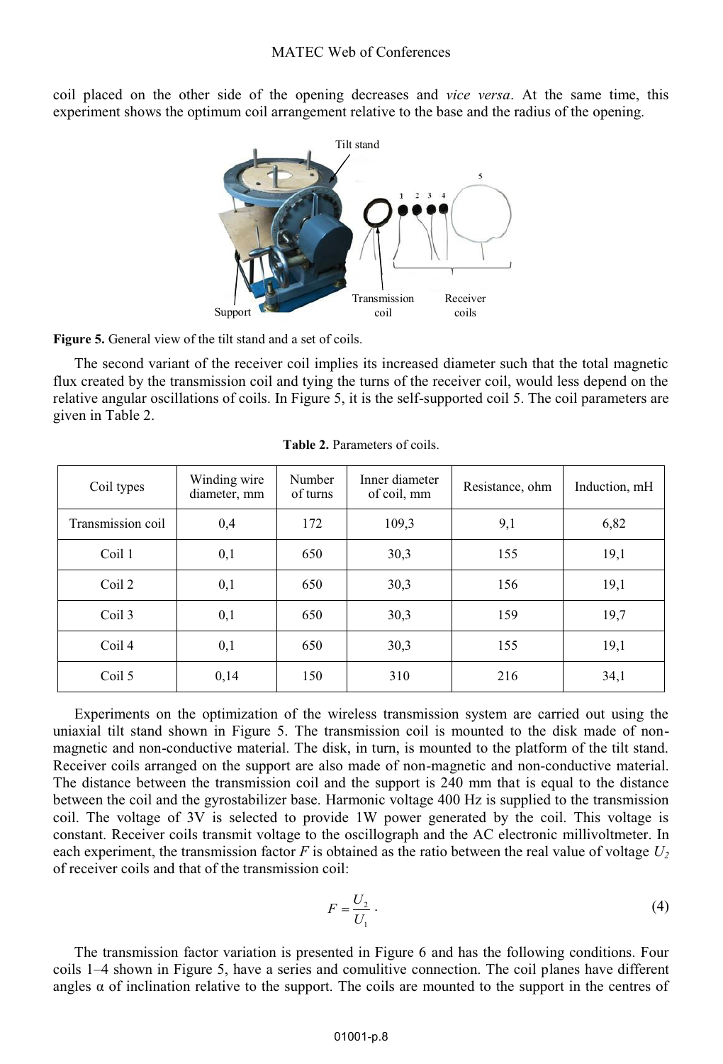coil placed on the other side of the opening decreases and *vice versa*. At the same time, this experiment shows the optimum coil arrangement relative to the base and the radius of the opening.

Tilt stand

1 2 3 4

5

Support

Transmission coil

Receiver coils

**Figure 5.** General view of the tilt stand and a set of coils.

The second variant of the receiver coil implies its increased diameter such that the total magnetic flux created by the transmission coil and tying the turns of the receiver coil, would less depend on the relative angular oscillations of coils. In Figure 5, it is the self-supported coil 5. The coil parameters are given in Table 2.

**Table 2.** Parameters of coils.

| Coil types | Winding wire diameter, mm | Number of turns | Inner diameter of coil, mm | Resistance, ohm | Induction, mH |
|---|---|---|---|---|---|
| Transmission coil | 0,4 | 172 | 109,3 | 9,1 | 6,82 |
| Coil 1 | 0,1 | 650 | 30,3 | 155 | 19,1 |
| Coil 2 | 0,1 | 650 | 30,3 | 156 | 19,1 |
| Coil 3 | 0,1 | 650 | 30,3 | 159 | 19,7 |
| Coil 4 | 0,1 | 650 | 30,3 | 155 | 19,1 |
| Coil 5 | 0,14 | 150 | 310 | 216 | 34,1 |

Experiments on the optimization of the wireless transmission system are carried out using the uniaxial tilt stand shown in Figure 5. The transmission coil is mounted to the disk made of non-magnetic and non-conductive material. The disk, in turn, is mounted to the platform of the tilt stand. Receiver coils arranged on the support are also made of non-magnetic and non-conductive material. The distance between the transmission coil and the support is 240 mm that is equal to the distance between the coil and the gyrostabilizer base. Harmonic voltage 400 Hz is supplied to the transmission coil. The voltage of 3V is selected to provide 1W power generated by the coil. This voltage is constant. Receiver coils transmit voltage to the oscillograph and the AC electronic millivoltmeter. In each experiment, the transmission factor $F$ is obtained as the ratio between the real value of voltage $U_2$ of receiver coils and that of the transmission coil:

$$F = \frac{U_2}{U_1}. \tag{4}$$

The transmission factor variation is presented in Figure 6 and has the following conditions. Four coils 1–4 shown in Figure 5, have a series and comulitive connection. The coil planes have different angles α of inclination relative to the support. The coils are mounted to the support in the centres of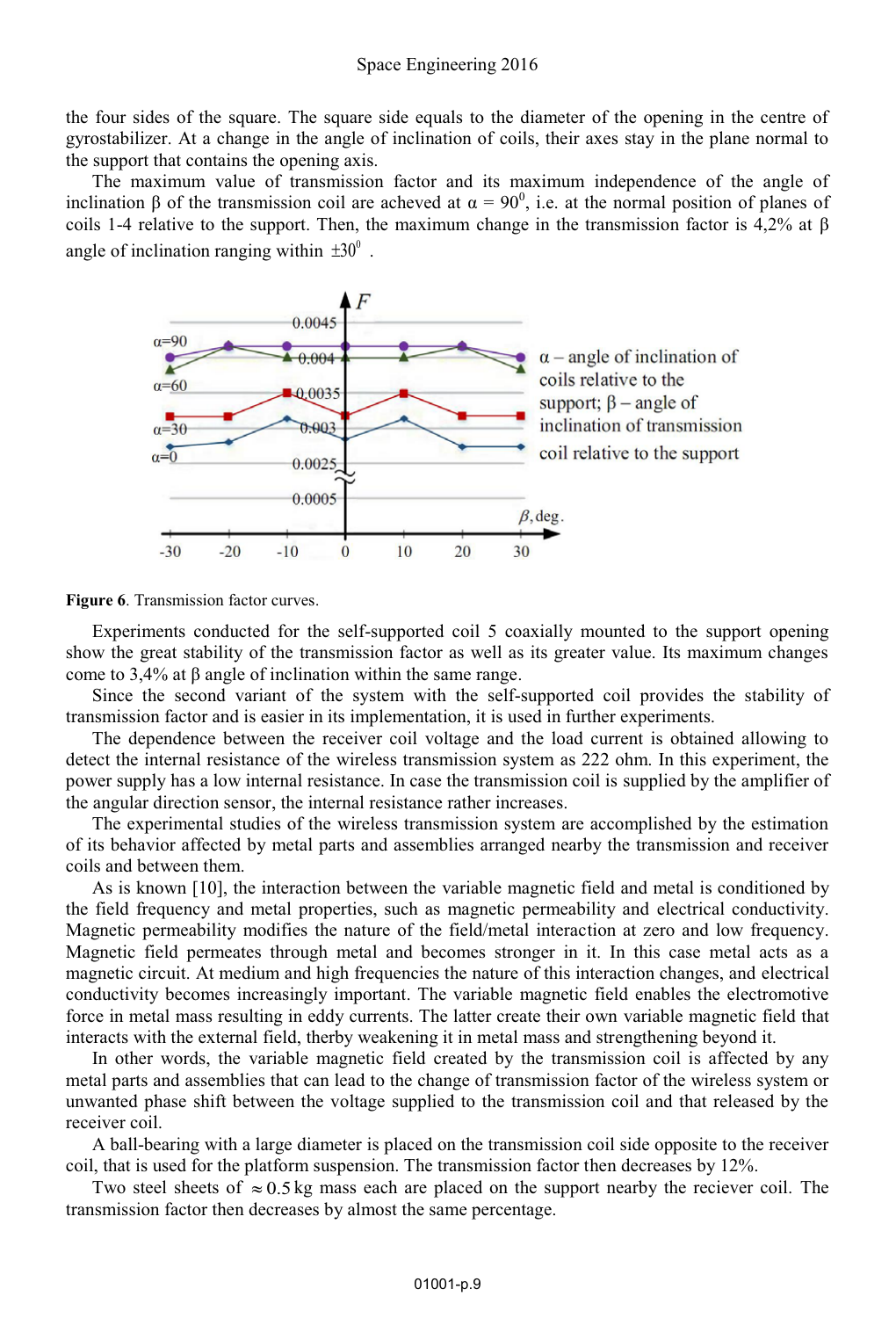the four sides of the square. The square side equals to the diameter of the opening in the centre of gyrostabilizer. At a change in the angle of inclination of coils, their axes stay in the plane normal to the support that contains the opening axis.

The maximum value of transmission factor and its maximum independence of the angle of inclination β of the transmission coil are acheved at $\alpha = 90^0$, i.e. at the normal position of planes of coils 1-4 relative to the support. Then, the maximum change in the transmission factor is 4,2% at β angle of inclination ranging within $\pm 30^0$.

F

0.0045

0.004

0.0035

0.003

0.0025

0.0005

α=90

α=60

α=30

α=0

-30 -20 -10 0 10 20 30

β, deg.

α – angle of inclination of coils relative to the support; β – angle of inclination of transmission coil relative to the support

**Figure 6**. Transmission factor curves.

Experiments conducted for the self-supported coil 5 coaxially mounted to the support opening show the great stability of the transmission factor as well as its greater value. Its maximum changes come to 3,4% at β angle of inclination within the same range.

Since the second variant of the system with the self-supported coil provides the stability of transmission factor and is easier in its implementation, it is used in further experiments.

The dependence between the receiver coil voltage and the load current is obtained allowing to detect the internal resistance of the wireless transmission system as 222 ohm. In this experiment, the power supply has a low internal resistance. In case the transmission coil is supplied by the amplifier of the angular direction sensor, the internal resistance rather increases.

The experimental studies of the wireless transmission system are accomplished by the estimation of its behavior affected by metal parts and assemblies arranged nearby the transmission and receiver coils and between them.

As is known [10], the interaction between the variable magnetic field and metal is conditioned by the field frequency and metal properties, such as magnetic permeability and electrical conductivity. Magnetic permeability modifies the nature of the field/metal interaction at zero and low frequency. Magnetic field permeates through metal and becomes stronger in it. In this case metal acts as a magnetic circuit. At medium and high frequencies the nature of this interaction changes, and electrical conductivity becomes increasingly important. The variable magnetic field enables the electromotive force in metal mass resulting in eddy currents. The latter create their own variable magnetic field that interacts with the external field, therby weakening it in metal mass and strengthening beyond it.

In other words, the variable magnetic field created by the transmission coil is affected by any metal parts and assemblies that can lead to the change of transmission factor of the wireless system or unwanted phase shift between the voltage supplied to the transmission coil and that released by the receiver coil.

A ball-bearing with a large diameter is placed on the transmission coil side opposite to the receiver coil, that is used for the platform suspension. The transmission factor then decreases by 12%.

Two steel sheets of $\approx 0.5$ kg mass each are placed on the support nearby the reciever coil. The transmission factor then decreases by almost the same percentage.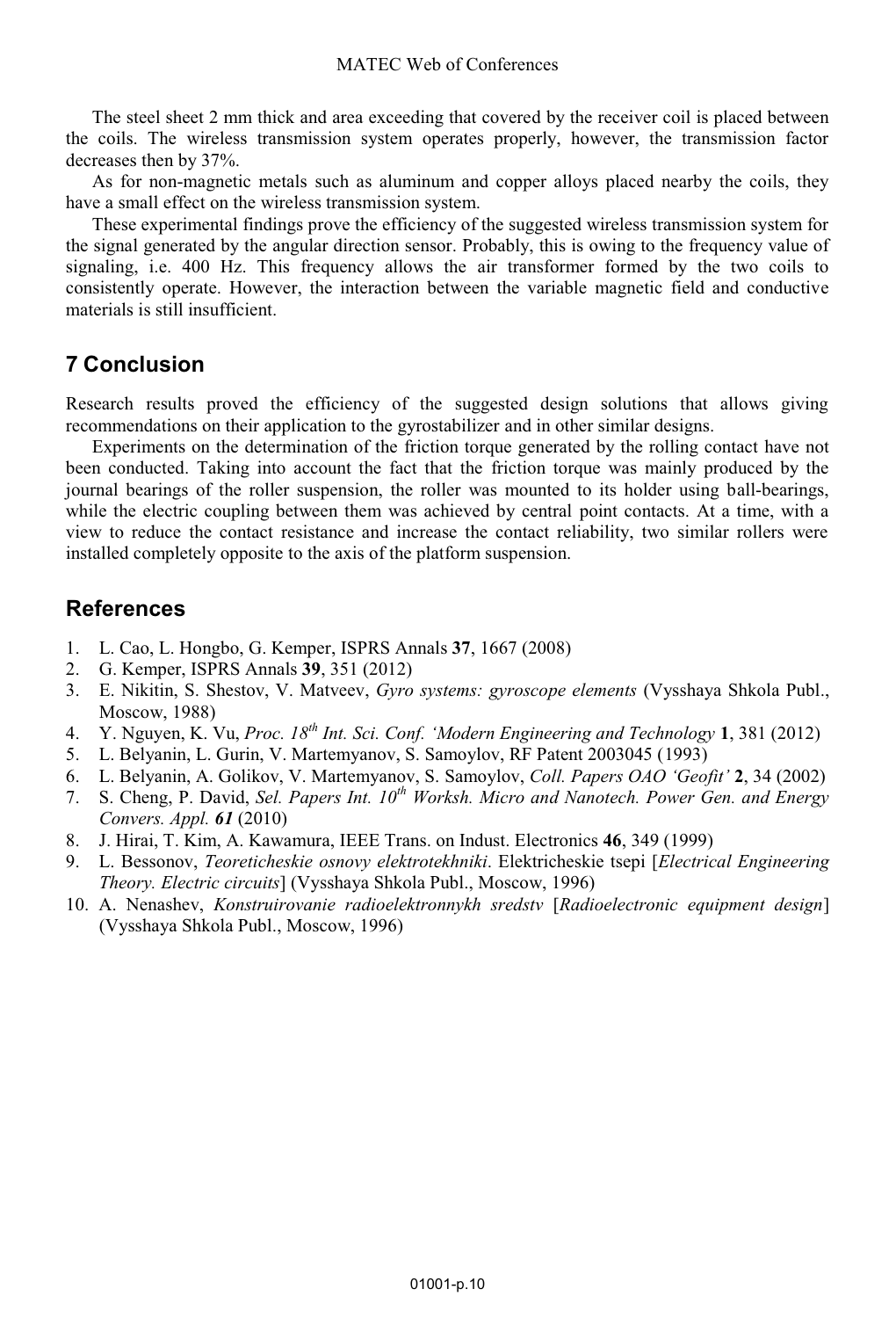The steel sheet 2 mm thick and area exceeding that covered by the receiver coil is placed between the coils. The wireless transmission system operates properly, however, the transmission factor decreases then by 37%.

As for non-magnetic metals such as aluminum and copper alloys placed nearby the coils, they have a small effect on the wireless transmission system.

These experimental findings prove the efficiency of the suggested wireless transmission system for the signal generated by the angular direction sensor. Probably, this is owing to the frequency value of signaling, i.e. 400 Hz. This frequency allows the air transformer formed by the two coils to consistently operate. However, the interaction between the variable magnetic field and conductive materials is still insufficient.

## 7 Conclusion

Research results proved the efficiency of the suggested design solutions that allows giving recommendations on their application to the gyrostabilizer and in other similar designs.

Experiments on the determination of the friction torque generated by the rolling contact have not been conducted. Taking into account the fact that the friction torque was mainly produced by the journal bearings of the roller suspension, the roller was mounted to its holder using ball-bearings, while the electric coupling between them was achieved by central point contacts. At a time, with a view to reduce the contact resistance and increase the contact reliability, two similar rollers were installed completely opposite to the axis of the platform suspension.

## References

1. L. Cao, L. Hongbo, G. Kemper, ISPRS Annals **37**, 1667 (2008)
2. G. Kemper, ISPRS Annals **39**, 351 (2012)
3. E. Nikitin, S. Shestov, V. Matveev, *Gyro systems: gyroscope elements* (Vysshaya Shkola Publ., Moscow, 1988)
4. Y. Nguyen, K. Vu, *Proc. 18th Int. Sci. Conf. 'Modern Engineering and Technology* **1**, 381 (2012)
5. L. Belyanin, L. Gurin, V. Martemyanov, S. Samoylov, RF Patent 2003045 (1993)
6. L. Belyanin, A. Golikov, V. Martemyanov, S. Samoylov, *Coll. Papers OAO 'Geofit'* **2**, 34 (2002)
7. S. Cheng, P. David, *Sel. Papers Int. 10th Worksh. Micro and Nanotech. Power Gen. and Energy Convers. Appl.* ***61*** (2010)
8. J. Hirai, T. Kim, A. Kawamura, IEEE Trans. on Indust. Electronics **46**, 349 (1999)
9. L. Bessonov, *Teoreticheskie osnovy elektrotekhniki*. Elektricheskie tsepi [*Electrical Engineering Theory. Electric circuits*] (Vysshaya Shkola Publ., Moscow, 1996)
10. A. Nenashev, *Konstruirovanie radioelektronnykh sredstv* [*Radioelectronic equipment design*] (Vysshaya Shkola Publ., Moscow, 1996)